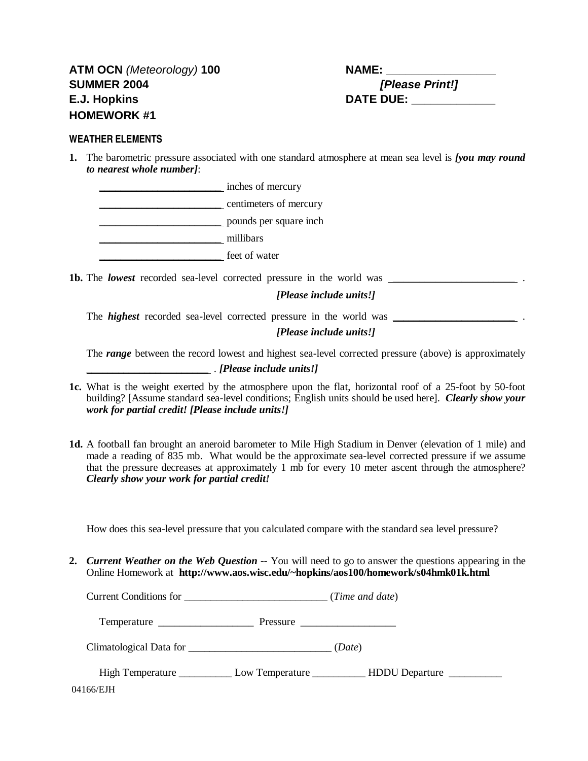**ATM OCN** *(Meteorology)* **100**
**SUMMER 2004**
**E.J. Hopkins**
**HOMEWORK #1**

**NAME:** ________________
***[Please Print!]***
**DATE DUE:** ____________

## WEATHER ELEMENTS

**1.** The barometric pressure associated with one standard atmosphere at mean sea level is ***[you may round to nearest whole number]***:

______________________ inches of mercury

______________________ centimeters of mercury

______________________ pounds per square inch

______________________ millibars

______________________ feet of water

**1b.** The ***lowest*** recorded sea-level corrected pressure in the world was ______________________ .

***[Please include units!]***

The ***highest*** recorded sea-level corrected pressure in the world was ______________________ .

***[Please include units!]***

The ***range*** between the record lowest and highest sea-level corrected pressure (above) is approximately ______________________ . ***[Please include units!]***

**1c.** What is the weight exerted by the atmosphere upon the flat, horizontal roof of a 25-foot by 50-foot building? [Assume standard sea-level conditions; English units should be used here]. ***Clearly show your work for partial credit! [Please include units!]***

**1d.** A football fan brought an aneroid barometer to Mile High Stadium in Denver (elevation of 1 mile) and made a reading of 835 mb. What would be the approximate sea-level corrected pressure if we assume that the pressure decreases at approximately 1 mb for every 10 meter ascent through the atmosphere? ***Clearly show your work for partial credit!***

How does this sea-level pressure that you calculated compare with the standard sea level pressure?

**2.** ***Current Weather on the Web Question --*** You will need to go to answer the questions appearing in the Online Homework at **http://www.aos.wisc.edu/~hopkins/aos100/homework/s04hmk01k.html**

Current Conditions for ___________________________ (*Time and date*)

Temperature _________________ Pressure _________________

Climatological Data for ___________________________ (*Date*)

High Temperature __________ Low Temperature __________ HDDU Departure __________

04166/EJH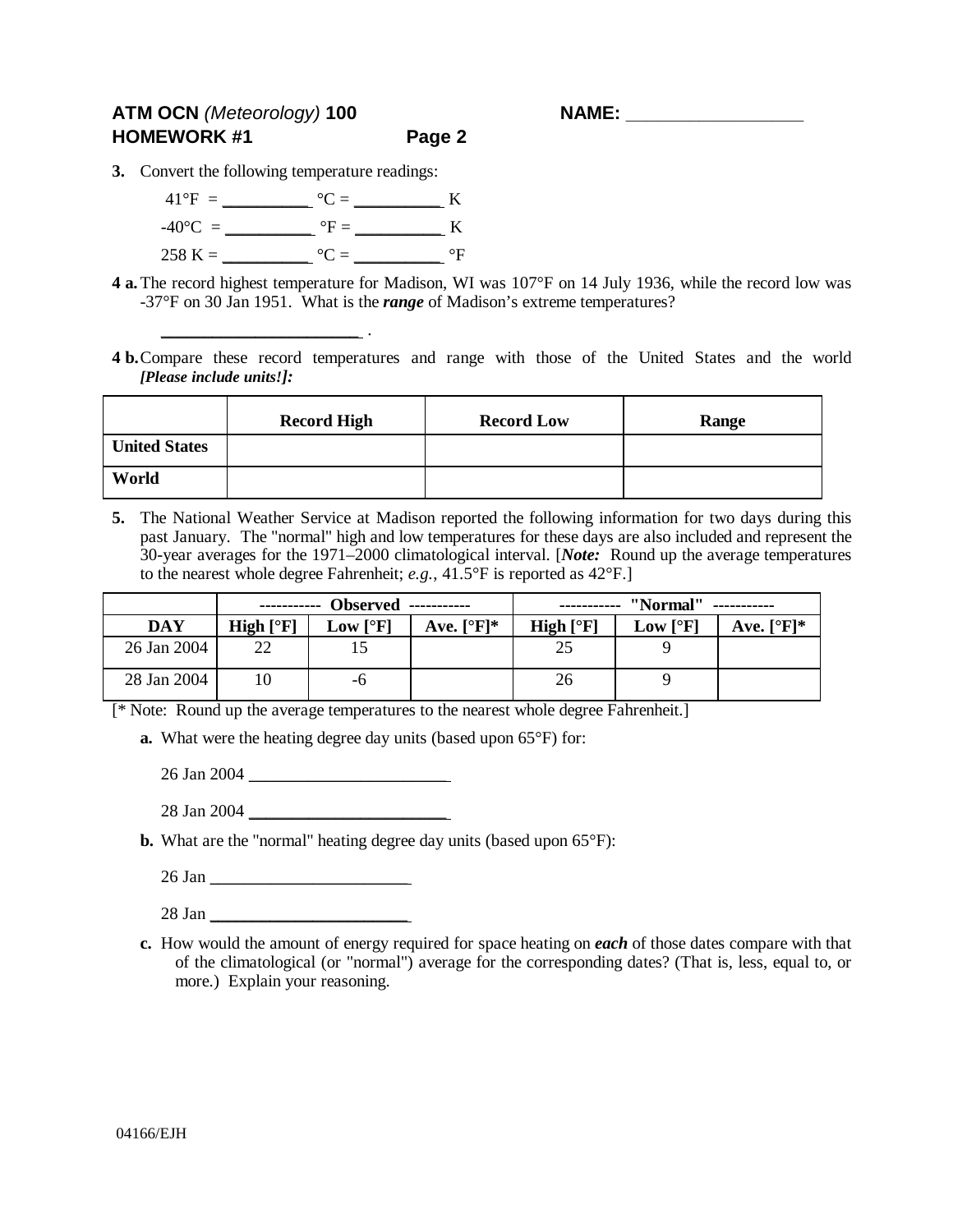**ATM OCN** *(Meteorology)* **100** **NAME: ___________________**
**HOMEWORK #1** **Page 2**

**3.** Convert the following temperature readings:

41°F = __________ °C = __________ K

-40°C = __________ °F = __________ K

258 K = __________ °C = __________ °F

**4 a.** The record highest temperature for Madison, WI was 107°F on 14 July 1936, while the record low was -37°F on 30 Jan 1951. What is the ***range*** of Madison's extreme temperatures?

_______________________ .

**4 b.** Compare these record temperatures and range with those of the United States and the world ***[Please include units!]:***

| | Record High | Record Low | Range |
|---|---|---|---|
| **United States** | | | |
| **World** | | | |

**5.** The National Weather Service at Madison reported the following information for two days during this past January. The "normal" high and low temperatures for these days are also included and represent the 30-year averages for the 1971–2000 climatological interval. [***Note:*** Round up the average temperatures to the nearest whole degree Fahrenheit; *e.g.*, 41.5°F is reported as 42°F.]

| | ----------- Observed ----------- | | | ----------- "Normal" ----------- | | |
|---|---|---|---|---|---|---|
| **DAY** | **High [°F]** | **Low [°F]** | **Ave. [°F]*** | **High [°F]** | **Low [°F]** | **Ave. [°F]*** |
| 26 Jan 2004 | 22 | 15 | | 25 | 9 | |
| 28 Jan 2004 | 10 | -6 | | 26 | 9 | |

[* Note: Round up the average temperatures to the nearest whole degree Fahrenheit.]

**a.** What were the heating degree day units (based upon 65°F) for:

26 Jan 2004 ________________________

28 Jan 2004 ________________________

**b.** What are the "normal" heating degree day units (based upon 65°F):

26 Jan ________________________

28 Jan ________________________

**c.** How would the amount of energy required for space heating on ***each*** of those dates compare with that of the climatological (or "normal") average for the corresponding dates? (That is, less, equal to, or more.) Explain your reasoning.

04166/EJH